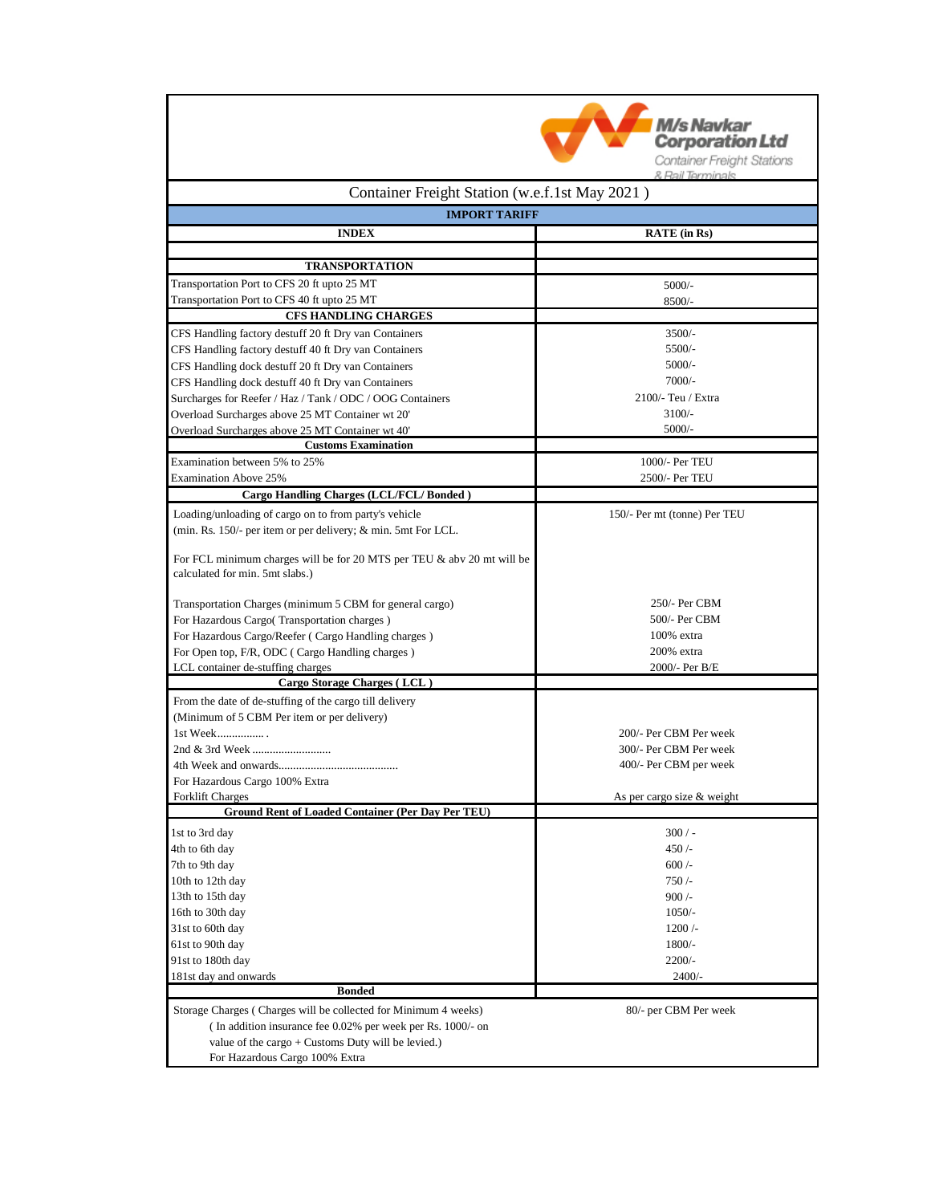M/s Navkar Corporation Ltd
Container Freight Stations & Rail Terminals

## Container Freight Station (w.e.f.1st May 2021 )

### IMPORT TARIFF

| INDEX | RATE (in Rs) |
|---|---|
| **TRANSPORTATION** | |
| Transportation Port to CFS 20 ft upto 25 MT | 5000/- |
| Transportation Port to CFS 40 ft upto 25 MT | 8500/- |
| **CFS HANDLING CHARGES** | |
| CFS Handling factory destuff 20 ft Dry van Containers | 3500/- |
| CFS Handling factory destuff 40 ft Dry van Containers | 5500/- |
| CFS Handling dock destuff 20 ft Dry van Containers | 5000/- |
| CFS Handling dock destuff 40 ft Dry van Containers | 7000/- |
| Surcharges for Reefer / Haz / Tank / ODC / OOG Containers | 2100/- Teu / Extra |
| Overload Surcharges above 25 MT Container wt 20' | 3100/- |
| Overload Surcharges above 25 MT Container wt 40' | 5000/- |
| **Customs Examination** | |
| Examination between 5% to 25% | 1000/- Per TEU |
| Examination Above 25% | 2500/- Per TEU |
| **Cargo Handling Charges (LCL/FCL/ Bonded )** | |
| Loading/unloading of cargo on to from party's vehicle (min. Rs. 150/- per item or per delivery; & min. 5mt For LCL. For FCL minimum charges will be for 20 MTS per TEU & abv 20 mt will be calculated for min. 5mt slabs.) | 150/- Per mt (tonne) Per TEU |
| Transportation Charges (minimum 5 CBM for general cargo) | 250/- Per CBM |
| For Hazardous Cargo( Transportation charges ) | 500/- Per CBM |
| For Hazardous Cargo/Reefer ( Cargo Handling charges ) | 100% extra |
| For Open top, F/R, ODC ( Cargo Handling charges ) | 200% extra |
| LCL container de-stuffing charges | 2000/- Per B/E |
| **Cargo Storage Charges ( LCL )** | |
| From the date of de-stuffing of the cargo till delivery (Minimum of 5 CBM Per item or per delivery) | |
| 1st Week................ . | 200/- Per CBM Per week |
| 2nd & 3rd Week ........................... | 300/- Per CBM Per week |
| 4th Week and onwards......................................... | 400/- Per CBM per week |
| For Hazardous Cargo 100% Extra | |
| Forklift Charges | As per cargo size & weight |
| **Ground Rent of Loaded Container (Per Day Per TEU)** | |
| 1st to 3rd day | 300 / - |
| 4th to 6th day | 450 /- |
| 7th to 9th day | 600 /- |
| 10th to 12th day | 750 /- |
| 13th to 15th day | 900 /- |
| 16th to 30th day | 1050/- |
| 31st to 60th day | 1200 /- |
| 61st to 90th day | 1800/- |
| 91st to 180th day | 2200/- |
| 181st day and onwards | 2400/- |
| **Bonded** | |
| Storage Charges ( Charges will be collected for Minimum 4 weeks) ( In addition insurance fee 0.02% per week per Rs. 1000/- on value of the cargo + Customs Duty will be levied.) For Hazardous Cargo 100% Extra | 80/- per CBM Per week |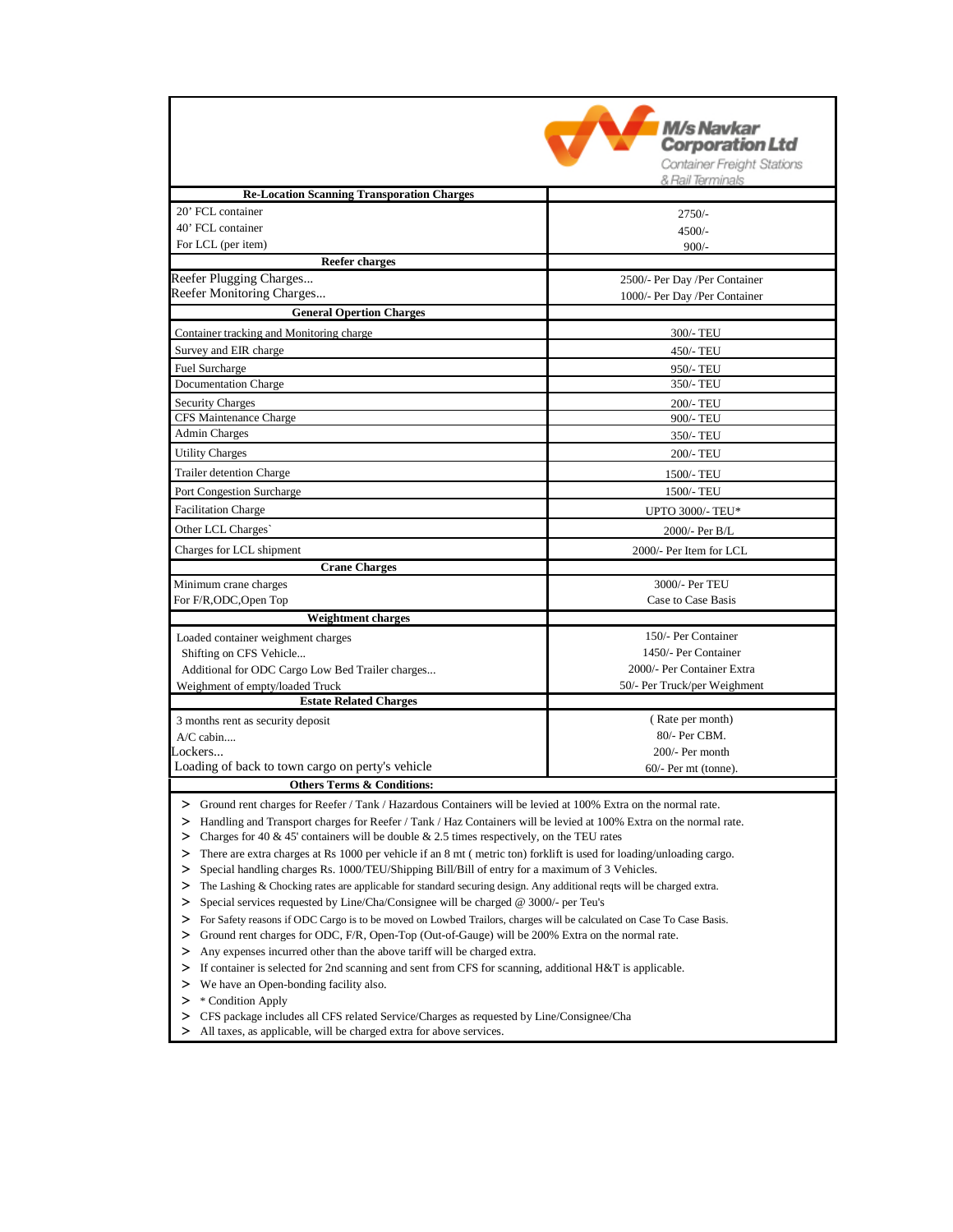**M/s Navkar Corporation Ltd**
Container Freight Stations & Rail Terminals

| Re-Location Scanning Transporation Charges | |
|---|---|
| 20' FCL container | 2750/- |
| 40' FCL container | 4500/- |
| For LCL (per item) | 900/- |
| **Reefer charges** | |
| Reefer Plugging Charges... | 2500/- Per Day /Per Container |
| Reefer Monitoring Charges... | 1000/- Per Day /Per Container |
| **General Opertion Charges** | |
| Container tracking and Monitoring charge | 300/- TEU |
| Survey and EIR charge | 450/- TEU |
| Fuel Surcharge | 950/- TEU |
| Documentation Charge | 350/- TEU |
| Security Charges | 200/- TEU |
| CFS Maintenance Charge | 900/- TEU |
| Admin Charges | 350/- TEU |
| Utility Charges | 200/- TEU |
| Trailer detention Charge | 1500/- TEU |
| Port Congestion Surcharge | 1500/- TEU |
| Facilitation Charge | UPTO 3000/- TEU* |
| Other LCL Charges` | 2000/- Per B/L |
| Charges for LCL shipment | 2000/- Per Item for LCL |
| **Crane Charges** | |
| Minimum crane charges | 3000/- Per TEU |
| For F/R,ODC,Open Top | Case to Case Basis |
| **Weightment charges** | |
| Loaded container weighment charges | 150/- Per Container |
| Shifting on CFS Vehicle... | 1450/- Per Container |
| Additional for ODC Cargo Low Bed Trailer charges... | 2000/- Per Container Extra |
| Weighment of empty/loaded Truck | 50/- Per Truck/per Weighment |
| **Estate Related Charges** | |
| 3 months rent as security deposit | ( Rate per month) |
| A/C cabin.... | 80/- Per CBM. |
| Lockers... | 200/- Per month |
| Loading of back to town cargo on perty's vehicle | 60/- Per mt (tonne). |

**Others Terms & Conditions:**

- Ground rent charges for Reefer / Tank / Hazardous Containers will be levied at 100% Extra on the normal rate.
- Handling and Transport charges for Reefer / Tank / Haz Containers will be levied at 100% Extra on the normal rate.
- Charges for 40 & 45' containers will be double & 2.5 times respectively, on the TEU rates
- There are extra charges at Rs 1000 per vehicle if an 8 mt ( metric ton) forklift is used for loading/unloading cargo.
- Special handling charges Rs. 1000/TEU/Shipping Bill/Bill of entry for a maximum of 3 Vehicles.
- The Lashing & Chocking rates are applicable for standard securing design. Any additional reqts will be charged extra.
- Special services requested by Line/Cha/Consignee will be charged @ 3000/- per Teu's
- For Safety reasons if ODC Cargo is to be moved on Lowbed Trailors, charges will be calculated on Case To Case Basis.
- Ground rent charges for ODC, F/R, Open-Top (Out-of-Gauge) will be 200% Extra on the normal rate.
- Any expenses incurred other than the above tariff will be charged extra.
- If container is selected for 2nd scanning and sent from CFS for scanning, additional H&T is applicable.
- We have an Open-bonding facility also.
- * Condition Apply
- CFS package includes all CFS related Service/Charges as requested by Line/Consignee/Cha
- All taxes, as applicable, will be charged extra for above services.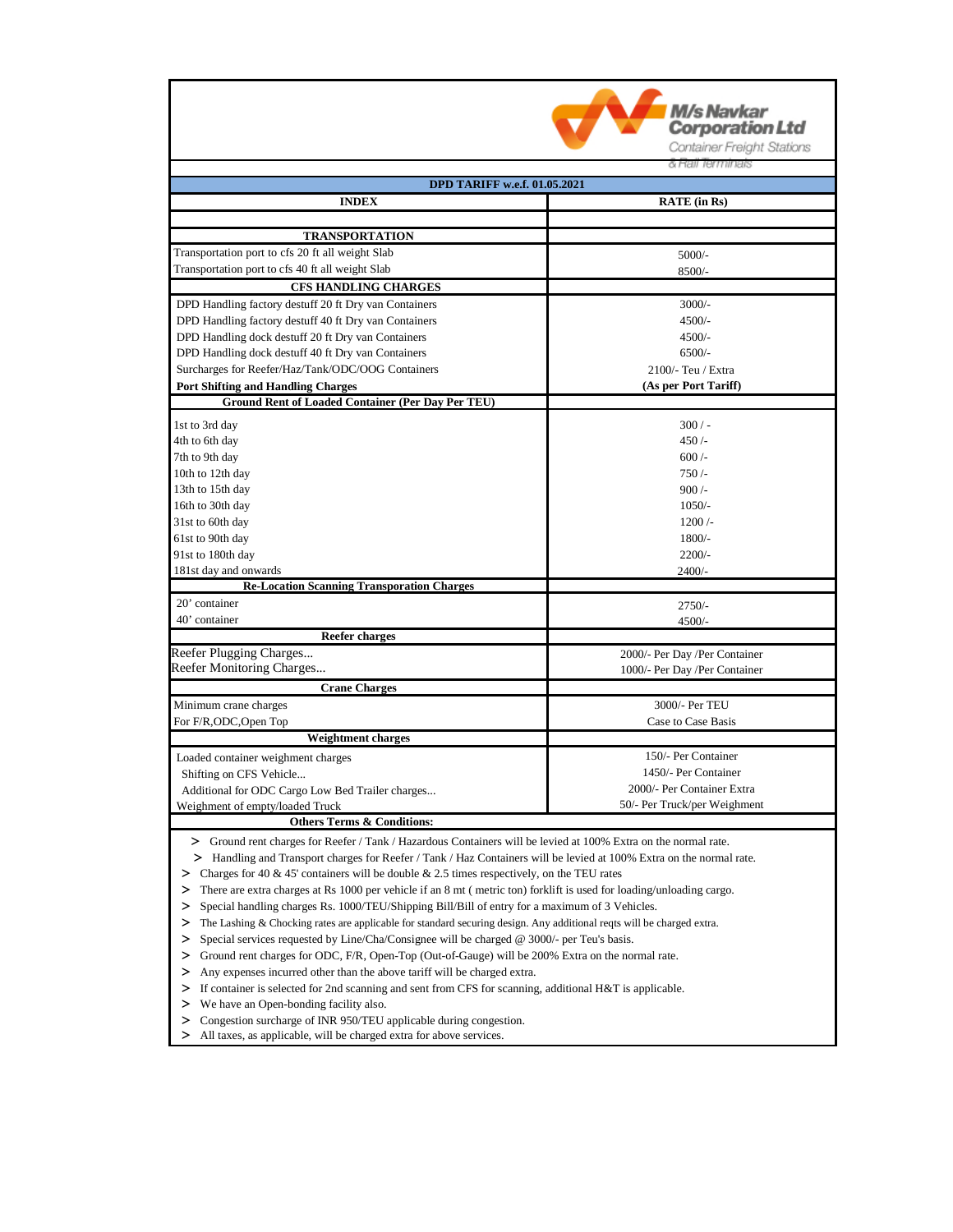M/s Navkar Corporation Ltd
Container Freight Stations & Rail Terminals

| DPD TARIFF w.e.f. 01.05.2021 | |
|---|---|
| **INDEX** | **RATE (in Rs)** |
| | |
| **TRANSPORTATION** | |
| Transportation port to cfs 20 ft all weight Slab | 5000/- |
| Transportation port to cfs 40 ft all weight Slab | 8500/- |
| **CFS HANDLING CHARGES** | |
| DPD Handling factory destuff 20 ft Dry van Containers | 3000/- |
| DPD Handling factory destuff 40 ft Dry van Containers | 4500/- |
| DPD Handling dock destuff 20 ft Dry van Containers | 4500/- |
| DPD Handling dock destuff 40 ft Dry van Containers | 6500/- |
| Surcharges for Reefer/Haz/Tank/ODC/OOG Containers | 2100/- Teu / Extra |
| **Port Shifting and Handling Charges** | **(As per Port Tariff)** |
| **Ground Rent of Loaded Container (Per Day Per TEU)** | |
| 1st to 3rd day | 300 / - |
| 4th to 6th day | 450 /- |
| 7th to 9th day | 600 /- |
| 10th to 12th day | 750 /- |
| 13th to 15th day | 900 /- |
| 16th to 30th day | 1050/- |
| 31st to 60th day | 1200 /- |
| 61st to 90th day | 1800/- |
| 91st to 180th day | 2200/- |
| 181st day and onwards | 2400/- |
| **Re-Location Scanning Transporation Charges** | |
| 20' container | 2750/- |
| 40' container | 4500/- |
| **Reefer charges** | |
| Reefer Plugging Charges... | 2000/- Per Day /Per Container |
| Reefer Monitoring Charges... | 1000/- Per Day /Per Container |
| **Crane Charges** | |
| Minimum crane charges | 3000/- Per TEU |
| For F/R,ODC,Open Top | Case to Case Basis |
| **Weightment charges** | |
| Loaded container weighment charges | 150/- Per Container |
| Shifting on CFS Vehicle... | 1450/- Per Container |
| Additional for ODC Cargo Low Bed Trailer charges... | 2000/- Per Container Extra |
| Weighment of empty/loaded Truck | 50/- Per Truck/per Weighment |

**Others Terms & Conditions:**

> Ground rent charges for Reefer / Tank / Hazardous Containers will be levied at 100% Extra on the normal rate.
> Handling and Transport charges for Reefer / Tank / Haz Containers will be levied at 100% Extra on the normal rate.
> Charges for 40 & 45' containers will be double & 2.5 times respectively, on the TEU rates
> There are extra charges at Rs 1000 per vehicle if an 8 mt ( metric ton) forklift is used for loading/unloading cargo.
> Special handling charges Rs. 1000/TEU/Shipping Bill/Bill of entry for a maximum of 3 Vehicles.
> The Lashing & Chocking rates are applicable for standard securing design. Any additional reqts will be charged extra.
> Special services requested by Line/Cha/Consignee will be charged @ 3000/- per Teu's basis.
> Ground rent charges for ODC, F/R, Open-Top (Out-of-Gauge) will be 200% Extra on the normal rate.
> Any expenses incurred other than the above tariff will be charged extra.
> If container is selected for 2nd scanning and sent from CFS for scanning, additional H&T is applicable.
> We have an Open-bonding facility also.
> Congestion surcharge of INR 950/TEU applicable during congestion.
> All taxes, as applicable, will be charged extra for above services.